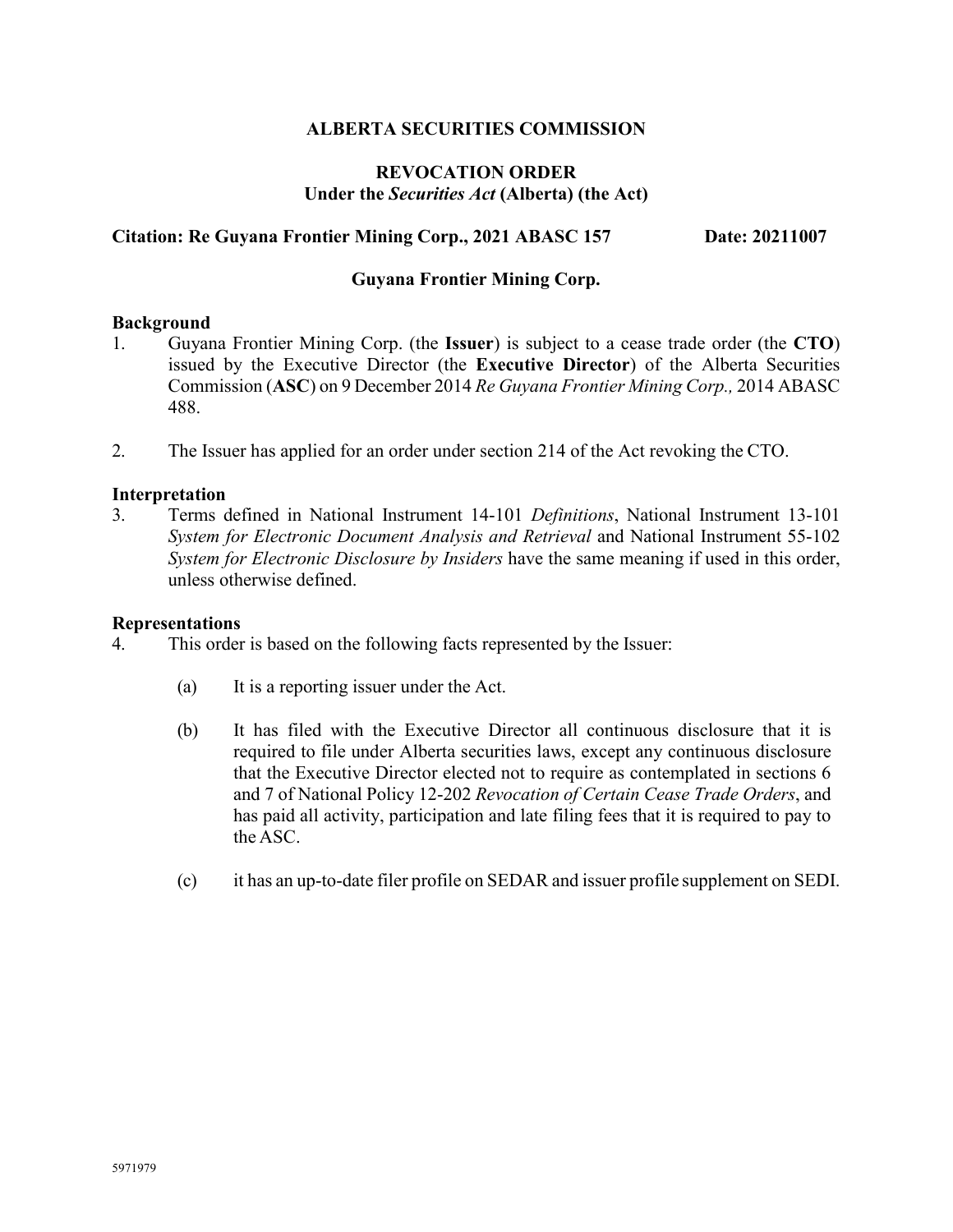**ALBERTA SECURITIES COMMISSION**

**REVOCATION ORDER**
**Under the *Securities Act* (Alberta) (the Act)**

**Citation: Re Guyana Frontier Mining Corp., 2021 ABASC 157** **Date: 20211007**

**Guyana Frontier Mining Corp.**

**Background**

1. Guyana Frontier Mining Corp. (the **Issuer**) is subject to a cease trade order (the **CTO**) issued by the Executive Director (the **Executive Director**) of the Alberta Securities Commission (**ASC**) on 9 December 2014 *Re Guyana Frontier Mining Corp.,* 2014 ABASC 488.

2. The Issuer has applied for an order under section 214 of the Act revoking the CTO.

**Interpretation**

3. Terms defined in National Instrument 14-101 *Definitions*, National Instrument 13-101 *System for Electronic Document Analysis and Retrieval* and National Instrument 55-102 *System for Electronic Disclosure by Insiders* have the same meaning if used in this order, unless otherwise defined.

**Representations**

4. This order is based on the following facts represented by the Issuer:

   (a) It is a reporting issuer under the Act.

   (b) It has filed with the Executive Director all continuous disclosure that it is required to file under Alberta securities laws, except any continuous disclosure that the Executive Director elected not to require as contemplated in sections 6 and 7 of National Policy 12-202 *Revocation of Certain Cease Trade Orders*, and has paid all activity, participation and late filing fees that it is required to pay to the ASC.

   (c) it has an up-to-date filer profile on SEDAR and issuer profile supplement on SEDI.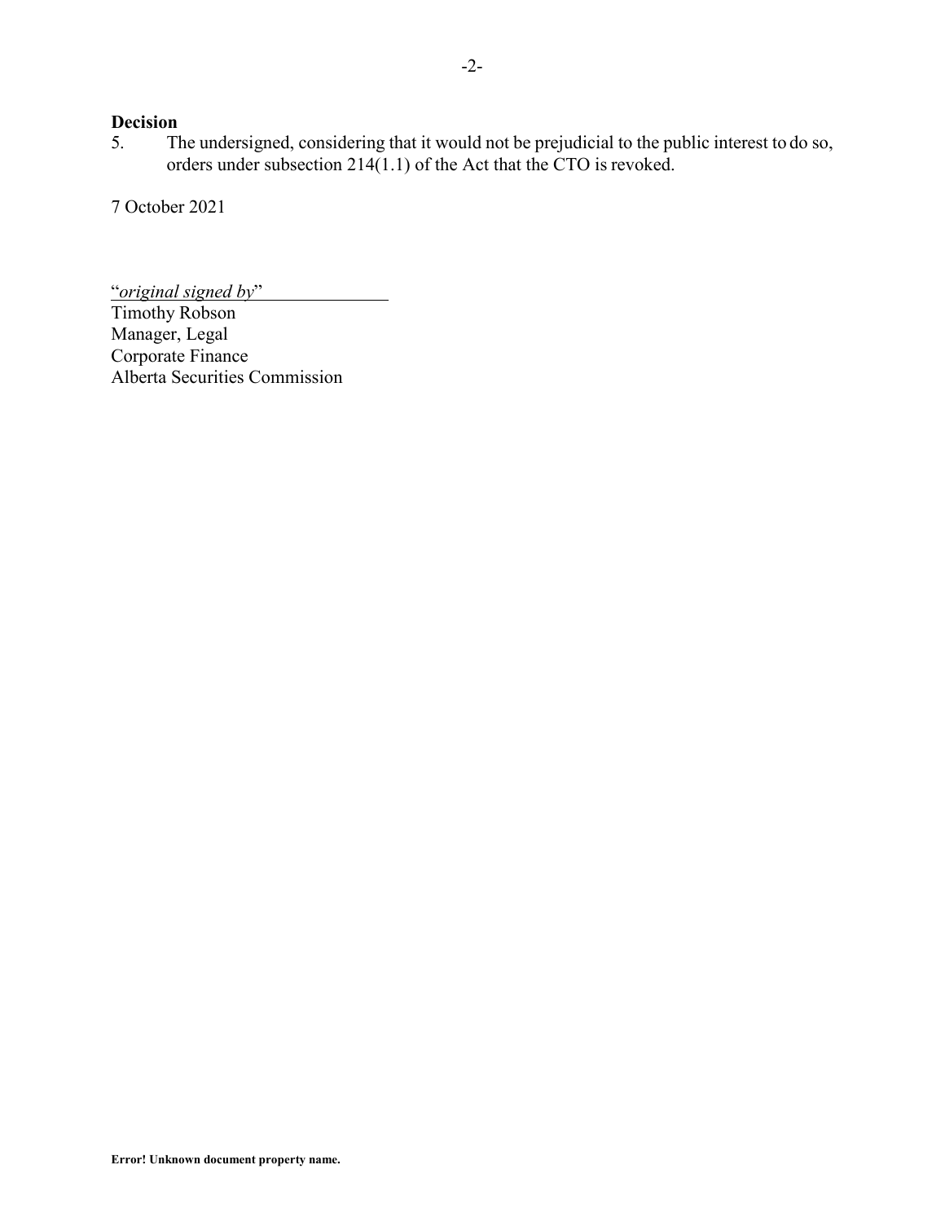**Decision**

5. The undersigned, considering that it would not be prejudicial to the public interest to do so, orders under subsection 214(1.1) of the Act that the CTO is revoked.

7 October 2021

"*original signed by*"
Timothy Robson
Manager, Legal
Corporate Finance
Alberta Securities Commission

**Error! Unknown document property name.**